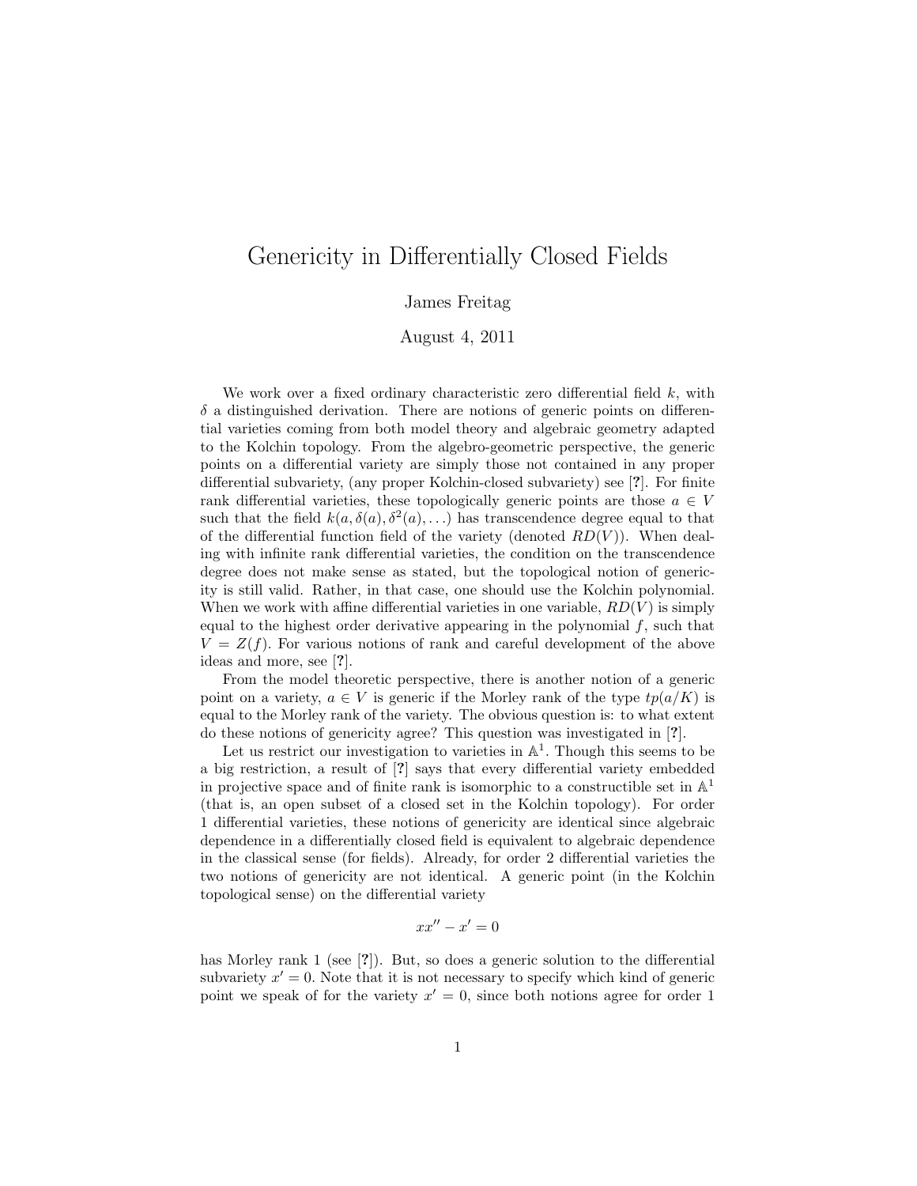# Genericity in Differentially Closed Fields

James Freitag

August 4, 2011

We work over a fixed ordinary characteristic zero differential field $k$, with $\delta$ a distinguished derivation. There are notions of generic points on differential varieties coming from both model theory and algebraic geometry adapted to the Kolchin topology. From the algebro-geometric perspective, the generic points on a differential variety are simply those not contained in any proper differential subvariety, (any proper Kolchin-closed subvariety) see [**?**]. For finite rank differential varieties, these topologically generic points are those $a \in V$ such that the field $k(a, \delta(a), \delta^2(a), \dots)$ has transcendence degree equal to that of the differential function field of the variety (denoted $RD(V)$). When dealing with infinite rank differential varieties, the condition on the transcendence degree does not make sense as stated, but the topological notion of genericity is still valid. Rather, in that case, one should use the Kolchin polynomial. When we work with affine differential varieties in one variable, $RD(V)$ is simply equal to the highest order derivative appearing in the polynomial $f$, such that $V = Z(f)$. For various notions of rank and careful development of the above ideas and more, see [**?**].

From the model theoretic perspective, there is another notion of a generic point on a variety, $a \in V$ is generic if the Morley rank of the type $tp(a/K)$ is equal to the Morley rank of the variety. The obvious question is: to what extent do these notions of genericity agree? This question was investigated in [**?**].

Let us restrict our investigation to varieties in $\mathbb{A}^1$. Though this seems to be a big restriction, a result of [**?**] says that every differential variety embedded in projective space and of finite rank is isomorphic to a constructible set in $\mathbb{A}^1$ (that is, an open subset of a closed set in the Kolchin topology). For order 1 differential varieties, these notions of genericity are identical since algebraic dependence in a differentially closed field is equivalent to algebraic dependence in the classical sense (for fields). Already, for order 2 differential varieties the two notions of genericity are not identical. A generic point (in the Kolchin topological sense) on the differential variety

$$xx'' - x' = 0$$

has Morley rank 1 (see [**?**]). But, so does a generic solution to the differential subvariety $x' = 0$. Note that it is not necessary to specify which kind of generic point we speak of for the variety $x' = 0$, since both notions agree for order 1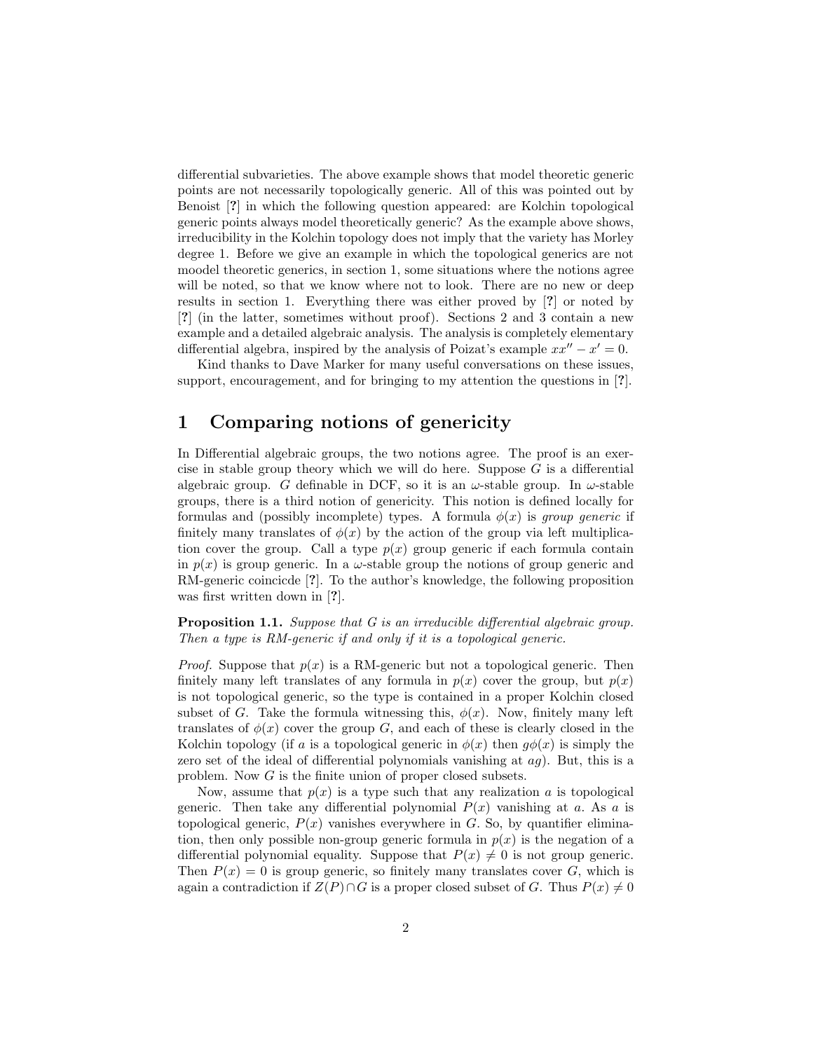differential subvarieties. The above example shows that model theoretic generic points are not necessarily topologically generic. All of this was pointed out by Benoist [?] in which the following question appeared: are Kolchin topological generic points always model theoretically generic? As the example above shows, irreducibility in the Kolchin topology does not imply that the variety has Morley degree 1. Before we give an example in which the topological generics are not moodel theoretic generics, in section 1, some situations where the notions agree will be noted, so that we know where not to look. There are no new or deep results in section 1. Everything there was either proved by [?] or noted by [?] (in the latter, sometimes without proof). Sections 2 and 3 contain a new example and a detailed algebraic analysis. The analysis is completely elementary differential algebra, inspired by the analysis of Poizat's example $xx'' - x' = 0$.

Kind thanks to Dave Marker for many useful conversations on these issues, support, encouragement, and for bringing to my attention the questions in [?].

# 1 Comparing notions of genericity

In Differential algebraic groups, the two notions agree. The proof is an exercise in stable group theory which we will do here. Suppose $G$ is a differential algebraic group. $G$ definable in DCF, so it is an $\omega$-stable group. In $\omega$-stable groups, there is a third notion of genericity. This notion is defined locally for formulas and (possibly incomplete) types. A formula $\phi(x)$ is *group generic* if finitely many translates of $\phi(x)$ by the action of the group via left multiplication cover the group. Call a type $p(x)$ group generic if each formula contain in $p(x)$ is group generic. In a $\omega$-stable group the notions of group generic and RM-generic coincicde [?]. To the author's knowledge, the following proposition was first written down in [?].

**Proposition 1.1.** *Suppose that $G$ is an irreducible differential algebraic group. Then a type is RM-generic if and only if it is a topological generic.*

*Proof.* Suppose that $p(x)$ is a RM-generic but not a topological generic. Then finitely many left translates of any formula in $p(x)$ cover the group, but $p(x)$ is not topological generic, so the type is contained in a proper Kolchin closed subset of $G$. Take the formula witnessing this, $\phi(x)$. Now, finitely many left translates of $\phi(x)$ cover the group $G$, and each of these is clearly closed in the Kolchin topology (if $a$ is a topological generic in $\phi(x)$ then $g\phi(x)$ is simply the zero set of the ideal of differential polynomials vanishing at $ag$). But, this is a problem. Now $G$ is the finite union of proper closed subsets.

Now, assume that $p(x)$ is a type such that any realization $a$ is topological generic. Then take any differential polynomial $P(x)$ vanishing at $a$. As $a$ is topological generic, $P(x)$ vanishes everywhere in $G$. So, by quantifier elimination, then only possible non-group generic formula in $p(x)$ is the negation of a differential polynomial equality. Suppose that $P(x) \neq 0$ is not group generic. Then $P(x) = 0$ is group generic, so finitely many translates cover $G$, which is again a contradiction if $Z(P) \cap G$ is a proper closed subset of $G$. Thus $P(x) \neq 0$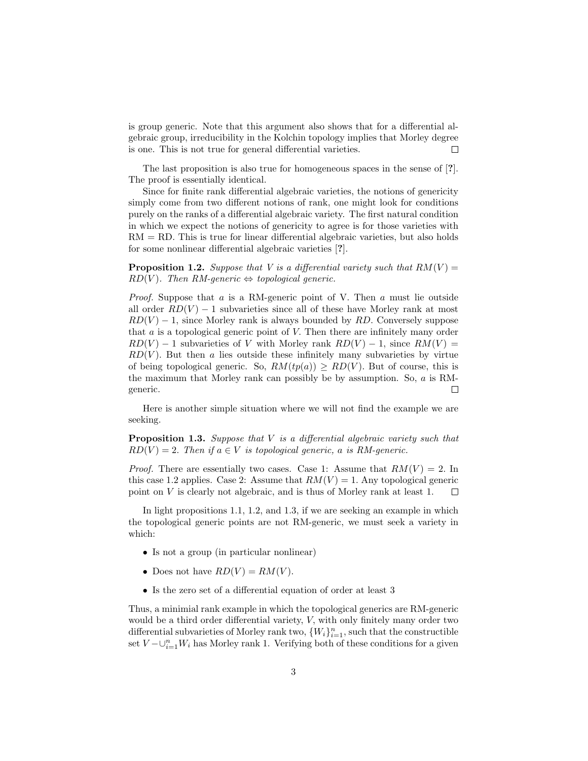is group generic. Note that this argument also shows that for a differential algebraic group, irreducibility in the Kolchin topology implies that Morley degree is one. This is not true for general differential varieties. ☐

The last proposition is also true for homogeneous spaces in the sense of [?]. The proof is essentially identical.

Since for finite rank differential algebraic varieties, the notions of genericity simply come from two different notions of rank, one might look for conditions purely on the ranks of a differential algebraic variety. The first natural condition in which we expect the notions of genericity to agree is for those varieties with RM = RD. This is true for linear differential algebraic varieties, but also holds for some nonlinear differential algebraic varieties [?].

**Proposition 1.2.** *Suppose that $V$ is a differential variety such that $RM(V) = RD(V)$. Then RM-generic $\Leftrightarrow$ topological generic.*

*Proof.* Suppose that $a$ is a RM-generic point of V. Then $a$ must lie outside all order $RD(V) - 1$ subvarieties since all of these have Morley rank at most $RD(V) - 1$, since Morley rank is always bounded by $RD$. Conversely suppose that $a$ is a topological generic point of $V$. Then there are infinitely many order $RD(V) - 1$ subvarieties of $V$ with Morley rank $RD(V) - 1$, since $RM(V) = RD(V)$. But then $a$ lies outside these infinitely many subvarieties by virtue of being topological generic. So, $RM(tp(a)) \geq RD(V)$. But of course, this is the maximum that Morley rank can possibly be by assumption. So, $a$ is RM-generic. ☐

Here is another simple situation where we will not find the example we are seeking.

**Proposition 1.3.** *Suppose that $V$ is a differential algebraic variety such that $RD(V) = 2$. Then if $a \in V$ is topological generic, $a$ is RM-generic.*

*Proof.* There are essentially two cases. Case 1: Assume that $RM(V) = 2$. In this case 1.2 applies. Case 2: Assume that $RM(V) = 1$. Any topological generic point on $V$ is clearly not algebraic, and is thus of Morley rank at least 1. ☐

In light propositions 1.1, 1.2, and 1.3, if we are seeking an example in which the topological generic points are not RM-generic, we must seek a variety in which:

- Is not a group (in particular nonlinear)
- Does not have $RD(V) = RM(V)$.
- Is the zero set of a differential equation of order at least 3

Thus, a minimial rank example in which the topological generics are RM-generic would be a third order differential variety, $V$, with only finitely many order two differential subvarieties of Morley rank two, $\{W_i\}_{i=1}^n$, such that the constructible set $V - \cup_{i=1}^n W_i$ has Morley rank 1. Verifying both of these conditions for a given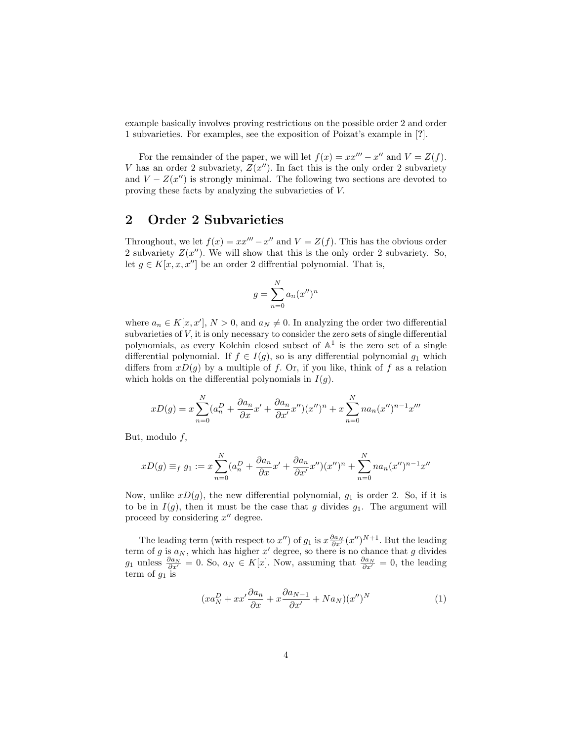example basically involves proving restrictions on the possible order 2 and order 1 subvarieties. For examples, see the exposition of Poizat's example in [?].

For the remainder of the paper, we will let $f(x) = xx''' - x''$ and $V = Z(f)$. $V$ has an order 2 subvariety, $Z(x'')$. In fact this is the only order 2 subvariety and $V - Z(x'')$ is strongly minimal. The following two sections are devoted to proving these facts by analyzing the subvarieties of $V$.

## 2 Order 2 Subvarieties

Throughout, we let $f(x) = xx''' - x''$ and $V = Z(f)$. This has the obvious order 2 subvariety $Z(x'')$. We will show that this is the only order 2 subvariety. So, let $g \in K[x, x, x'']$ be an order 2 diffrential polynomial. That is,

$$g = \sum_{n=0}^{N} a_n (x'')^n$$

where $a_n \in K[x, x']$, $N > 0$, and $a_N \neq 0$. In analyzing the order two differential subvarieties of $V$, it is only necessary to consider the zero sets of single differential polynomials, as every Kolchin closed subset of $\mathbb{A}^1$ is the zero set of a single differential polynomial. If $f \in I(g)$, so is any differential polynomial $g_1$ which differs from $xD(g)$ by a multiple of $f$. Or, if you like, think of $f$ as a relation which holds on the differential polynomials in $I(g)$.

$$xD(g) = x \sum_{n=0}^{N} (a_n^D + \frac{\partial a_n}{\partial x} x' + \frac{\partial a_n}{\partial x'} x'')(x'')^n + x \sum_{n=0}^{N} n a_n (x'')^{n-1} x'''$$

But, modulo $f$,

$$xD(g) \equiv_f g_1 := x \sum_{n=0}^{N} (a_n^D + \frac{\partial a_n}{\partial x} x' + \frac{\partial a_n}{\partial x'} x'')(x'')^n + \sum_{n=0}^{N} n a_n (x'')^{n-1} x''$$

Now, unlike $xD(g)$, the new differential polynomial, $g_1$ is order 2. So, if it is to be in $I(g)$, then it must be the case that $g$ divides $g_1$. The argument will proceed by considering $x''$ degree.

The leading term (with respect to $x''$) of $g_1$ is $x \frac{\partial a_N}{\partial x'} (x'')^{N+1}$. But the leading term of $g$ is $a_N$, which has higher $x'$ degree, so there is no chance that $g$ divides $g_1$ unless $\frac{\partial a_N}{\partial x'} = 0$. So, $a_N \in K[x]$. Now, assuming that $\frac{\partial a_N}{\partial x'} = 0$, the leading term of $g_1$ is

$$(x a_N^D + x x' \frac{\partial a_n}{\partial x} + x \frac{\partial a_{N-1}}{\partial x'} + N a_N)(x'')^N \tag{1}$$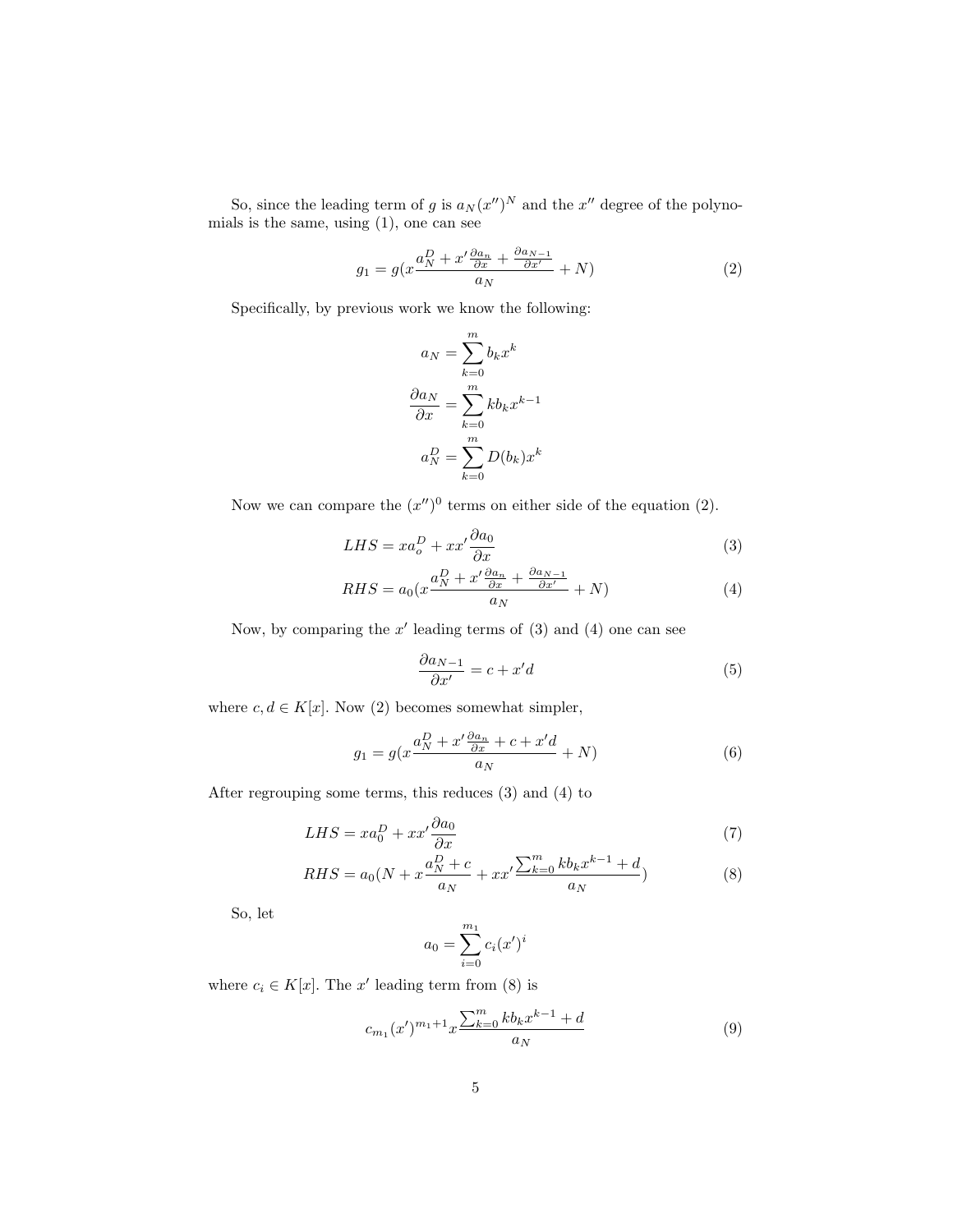So, since the leading term of $g$ is $a_N(x'')^N$ and the $x''$ degree of the polynomials is the same, using (1), one can see

$$g_1 = g(x\frac{a_N^D + x'\frac{\partial a_n}{\partial x} + \frac{\partial a_{N-1}}{\partial x'}}{a_N} + N) \tag{2}$$

Specifically, by previous work we know the following:

$$a_N = \sum_{k=0}^{m} b_k x^k$$

$$\frac{\partial a_N}{\partial x} = \sum_{k=0}^{m} k b_k x^{k-1}$$

$$a_N^D = \sum_{k=0}^{m} D(b_k) x^k$$

Now we can compare the $(x'')^0$ terms on either side of the equation (2).

$$LHS = x a_o^D + x x' \frac{\partial a_0}{\partial x} \tag{3}$$

$$RHS = a_0(x\frac{a_N^D + x'\frac{\partial a_n}{\partial x} + \frac{\partial a_{N-1}}{\partial x'}}{a_N} + N) \tag{4}$$

Now, by comparing the $x'$ leading terms of (3) and (4) one can see

$$\frac{\partial a_{N-1}}{\partial x'} = c + x'd \tag{5}$$

where $c, d \in K[x]$. Now (2) becomes somewhat simpler,

$$g_1 = g(x\frac{a_N^D + x'\frac{\partial a_n}{\partial x} + c + x'd}{a_N} + N) \tag{6}$$

After regrouping some terms, this reduces (3) and (4) to

$$LHS = x a_0^D + x x' \frac{\partial a_0}{\partial x} \tag{7}$$

$$RHS = a_0(N + x\frac{a_N^D + c}{a_N} + x x' \frac{\sum_{k=0}^{m} k b_k x^{k-1} + d}{a_N}) \tag{8}$$

So, let

$$a_0 = \sum_{i=0}^{m_1} c_i (x')^i$$

where $c_i \in K[x]$. The $x'$ leading term from (8) is

$$c_{m_1}(x')^{m_1+1} x \frac{\sum_{k=0}^{m} k b_k x^{k-1} + d}{a_N} \tag{9}$$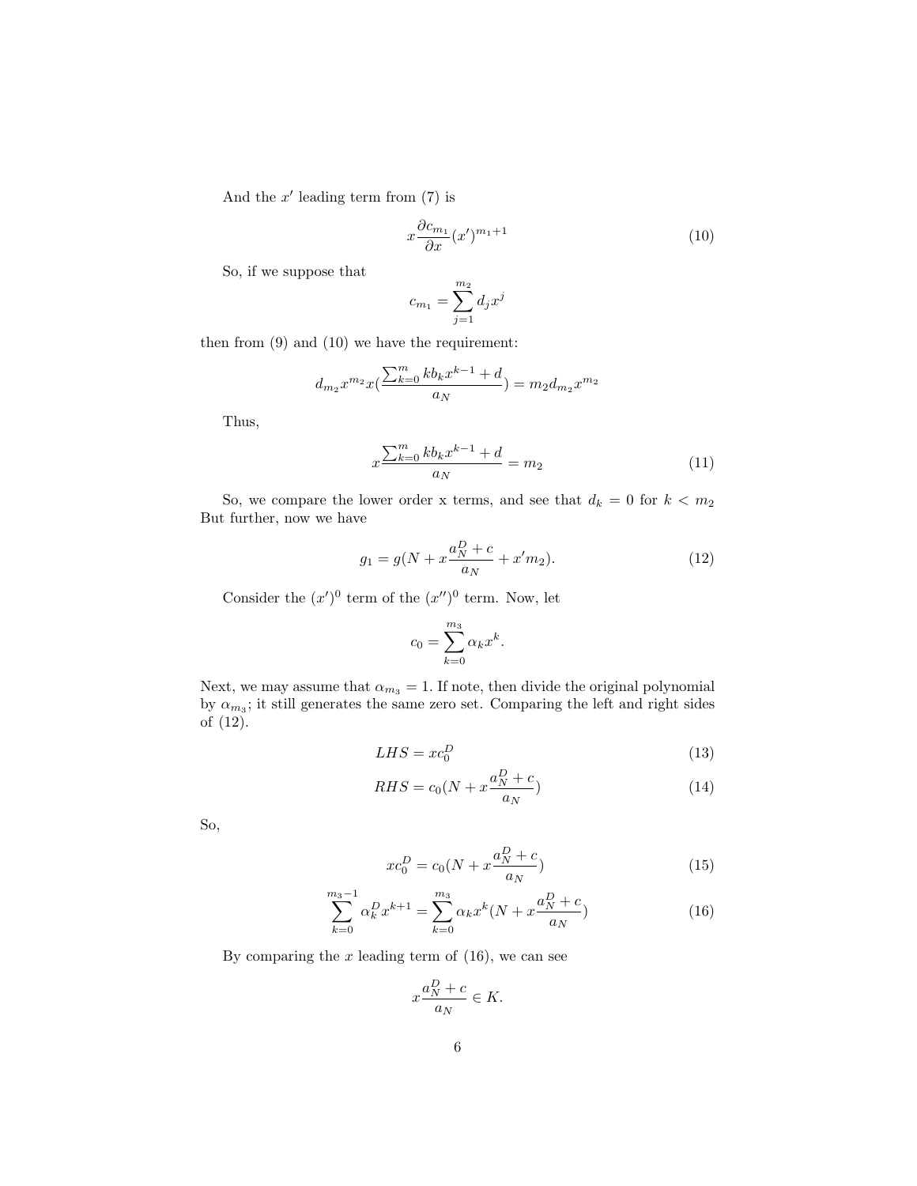And the $x'$ leading term from (7) is

$$x\frac{\partial c_{m_1}}{\partial x}(x')^{m_1+1} \tag{10}$$

So, if we suppose that

$$c_{m_1} = \sum_{j=1}^{m_2} d_j x^j$$

then from (9) and (10) we have the requirement:

$$d_{m_2}x^{m_2}x(\frac{\sum_{k=0}^{m} kb_k x^{k-1} + d}{a_N}) = m_2 d_{m_2} x^{m_2}$$

Thus,

$$x\frac{\sum_{k=0}^{m} kb_k x^{k-1} + d}{a_N} = m_2 \tag{11}$$

So, we compare the lower order x terms, and see that $d_k = 0$ for $k < m_2$ But further, now we have

$$g_1 = g(N + x\frac{a_N^D + c}{a_N} + x'm_2). \tag{12}$$

Consider the $(x')^0$ term of the $(x'')^0$ term. Now, let

$$c_0 = \sum_{k=0}^{m_3} \alpha_k x^k.$$

Next, we may assume that $\alpha_{m_3} = 1$. If note, then divide the original polynomial by $\alpha_{m_3}$; it still generates the same zero set. Comparing the left and right sides of (12).

$$LHS = xc_0^D \tag{13}$$

$$RHS = c_0(N + x\frac{a_N^D + c}{a_N}) \tag{14}$$

So,

$$xc_0^D = c_0(N + x\frac{a_N^D + c}{a_N}) \tag{15}$$

$$\sum_{k=0}^{m_3-1} \alpha_k^D x^{k+1} = \sum_{k=0}^{m_3} \alpha_k x^k (N + x\frac{a_N^D + c}{a_N}) \tag{16}$$

By comparing the $x$ leading term of (16), we can see

$$x\frac{a_N^D + c}{a_N} \in K.$$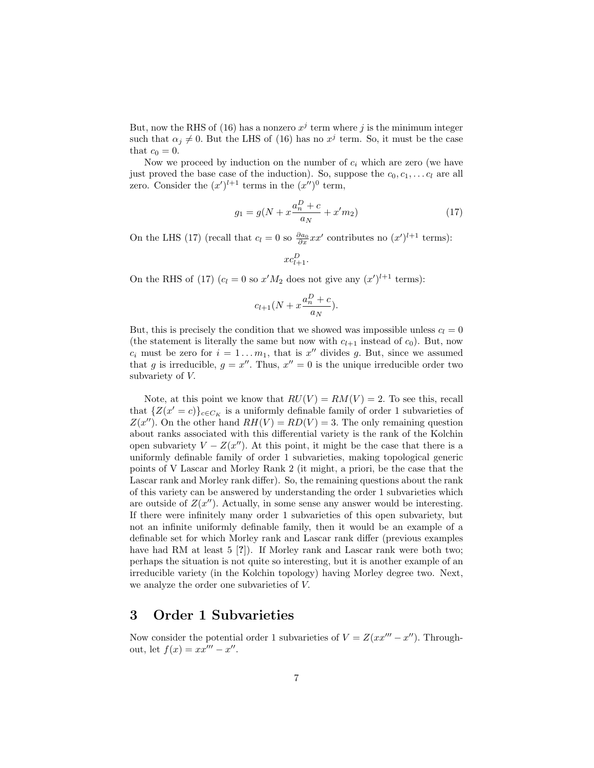But, now the RHS of (16) has a nonzero $x^j$ term where $j$ is the minimum integer such that $\alpha_j \neq 0$. But the LHS of (16) has no $x^j$ term. So, it must be the case that $c_0 = 0$.

Now we proceed by induction on the number of $c_i$ which are zero (we have just proved the base case of the induction). So, suppose the $c_0, c_1, \ldots c_l$ are all zero. Consider the $(x')^{l+1}$ terms in the $(x'')^0$ term,

$$g_1 = g(N + x\frac{a_n^D + c}{a_N} + x'm_2) \tag{17}$$

On the LHS (17) (recall that $c_l = 0$ so $\frac{\partial a_0}{\partial x} x x'$ contributes no $(x')^{l+1}$ terms):

$$x c_{l+1}^D.$$

On the RHS of (17) ($c_l = 0$ so $x'M_2$ does not give any $(x')^{l+1}$ terms):

$$c_{l+1}(N + x\frac{a_n^D + c}{a_N}).$$

But, this is precisely the condition that we showed was impossible unless $c_l = 0$ (the statement is literally the same but now with $c_{l+1}$ instead of $c_0$). But, now $c_i$ must be zero for $i = 1 \ldots m_1$, that is $x''$ divides $g$. But, since we assumed that $g$ is irreducible, $g = x''$. Thus, $x'' = 0$ is the unique irreducible order two subvariety of $V$.

Note, at this point we know that $RU(V) = RM(V) = 2$. To see this, recall that $\{Z(x' = c)\}_{c \in C_K}$ is a uniformly definable family of order 1 subvarieties of $Z(x'')$. On the other hand $RH(V) = RD(V) = 3$. The only remaining question about ranks associated with this differential variety is the rank of the Kolchin open subvariety $V - Z(x'')$. At this point, it might be the case that there is a uniformly definable family of order 1 subvarieties, making topological generic points of V Lascar and Morley Rank 2 (it might, a priori, be the case that the Lascar rank and Morley rank differ). So, the remaining questions about the rank of this variety can be answered by understanding the order 1 subvarieties which are outside of $Z(x'')$. Actually, in some sense any answer would be interesting. If there were infinitely many order 1 subvarieties of this open subvariety, but not an infinite uniformly definable family, then it would be an example of a definable set for which Morley rank and Lascar rank differ (previous examples have had RM at least 5 [?]). If Morley rank and Lascar rank were both two; perhaps the situation is not quite so interesting, but it is another example of an irreducible variety (in the Kolchin topology) having Morley degree two. Next, we analyze the order one subvarieties of $V$.

# 3 Order 1 Subvarieties

Now consider the potential order 1 subvarieties of $V = Z(xx''' - x'')$. Throughout, let $f(x) = xx''' - x''$.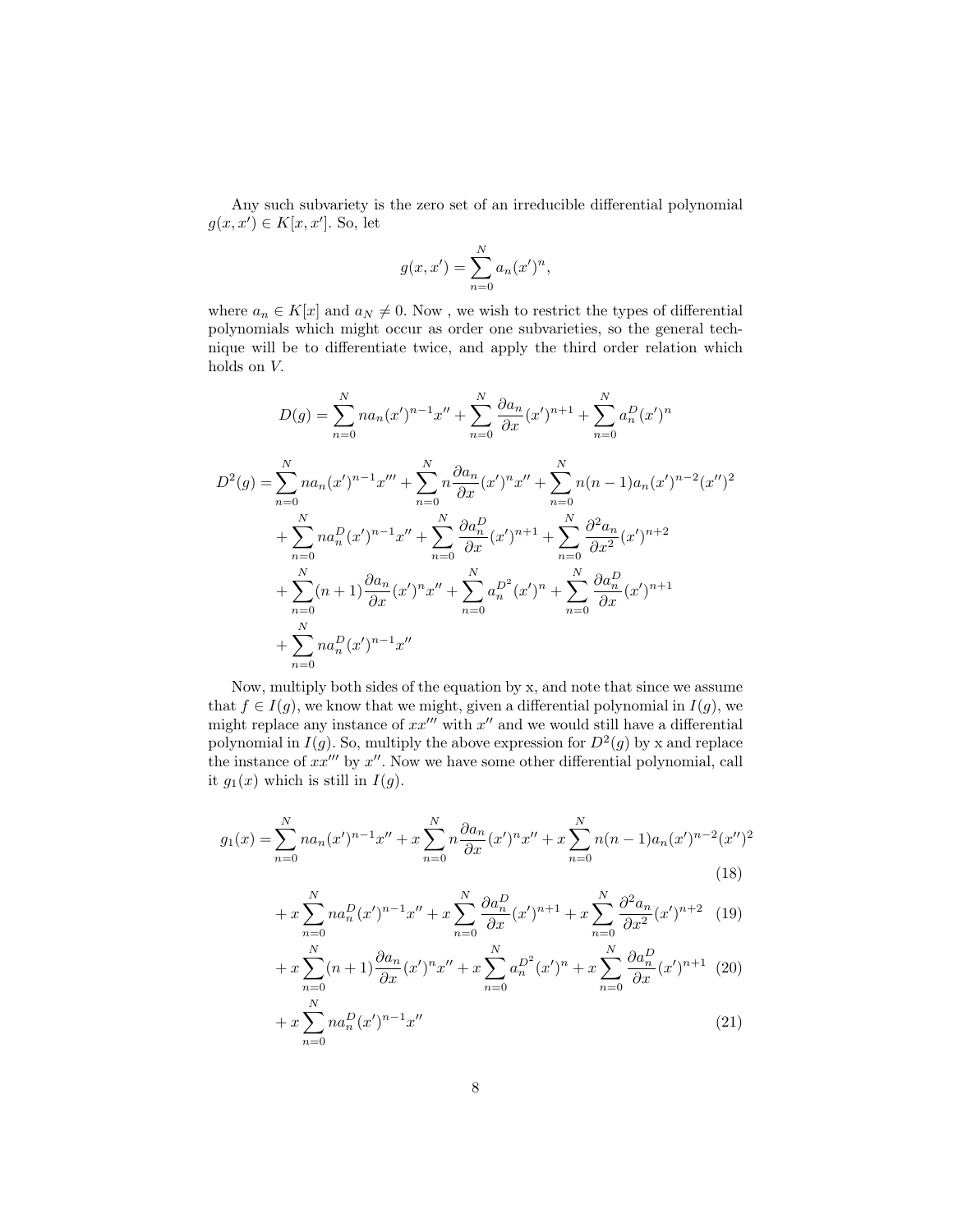Any such subvariety is the zero set of an irreducible differential polynomial $g(x, x') \in K[x, x']$. So, let

$$g(x, x') = \sum_{n=0}^{N} a_n (x')^n,$$

where $a_n \in K[x]$ and $a_N \neq 0$. Now , we wish to restrict the types of differential polynomials which might occur as order one subvarieties, so the general technique will be to differentiate twice, and apply the third order relation which holds on $V$.

$$D(g) = \sum_{n=0}^{N} n a_n (x')^{n-1} x'' + \sum_{n=0}^{N} \frac{\partial a_n}{\partial x} (x')^{n+1} + \sum_{n=0}^{N} a_n^D (x')^n$$

$$\begin{aligned}
D^2(g) =& \sum_{n=0}^{N} n a_n (x')^{n-1} x''' + \sum_{n=0}^{N} n \frac{\partial a_n}{\partial x} (x')^n x'' + \sum_{n=0}^{N} n(n-1) a_n (x')^{n-2} (x'')^2 \\
&+ \sum_{n=0}^{N} n a_n^D (x')^{n-1} x'' + \sum_{n=0}^{N} \frac{\partial a_n^D}{\partial x} (x')^{n+1} + \sum_{n=0}^{N} \frac{\partial^2 a_n}{\partial x^2} (x')^{n+2} \\
&+ \sum_{n=0}^{N} (n+1) \frac{\partial a_n}{\partial x} (x')^n x'' + \sum_{n=0}^{N} a_n^{D^2} (x')^n + \sum_{n=0}^{N} \frac{\partial a_n^D}{\partial x} (x')^{n+1} \\
&+ \sum_{n=0}^{N} n a_n^D (x')^{n-1} x''
\end{aligned}$$

Now, multiply both sides of the equation by x, and note that since we assume that $f \in I(g)$, we know that we might, given a differential polynomial in $I(g)$, we might replace any instance of $xx'''$ with $x''$ and we would still have a differential polynomial in $I(g)$. So, multiply the above expression for $D^2(g)$ by x and replace the instance of $xx'''$ by $x''$. Now we have some other differential polynomial, call it $g_1(x)$ which is still in $I(g)$.

$$\begin{aligned}
g_1(x) =& \sum_{n=0}^{N} n a_n (x')^{n-1} x'' + x \sum_{n=0}^{N} n \frac{\partial a_n}{\partial x} (x')^n x'' + x \sum_{n=0}^{N} n(n-1) a_n (x')^{n-2} (x'')^2 && (18) \\
&+ x \sum_{n=0}^{N} n a_n^D (x')^{n-1} x'' + x \sum_{n=0}^{N} \frac{\partial a_n^D}{\partial x} (x')^{n+1} + x \sum_{n=0}^{N} \frac{\partial^2 a_n}{\partial x^2} (x')^{n+2} && (19) \\
&+ x \sum_{n=0}^{N} (n+1) \frac{\partial a_n}{\partial x} (x')^n x'' + x \sum_{n=0}^{N} a_n^{D^2} (x')^n + x \sum_{n=0}^{N} \frac{\partial a_n^D}{\partial x} (x')^{n+1} && (20) \\
&+ x \sum_{n=0}^{N} n a_n^D (x')^{n-1} x'' && (21)
\end{aligned}$$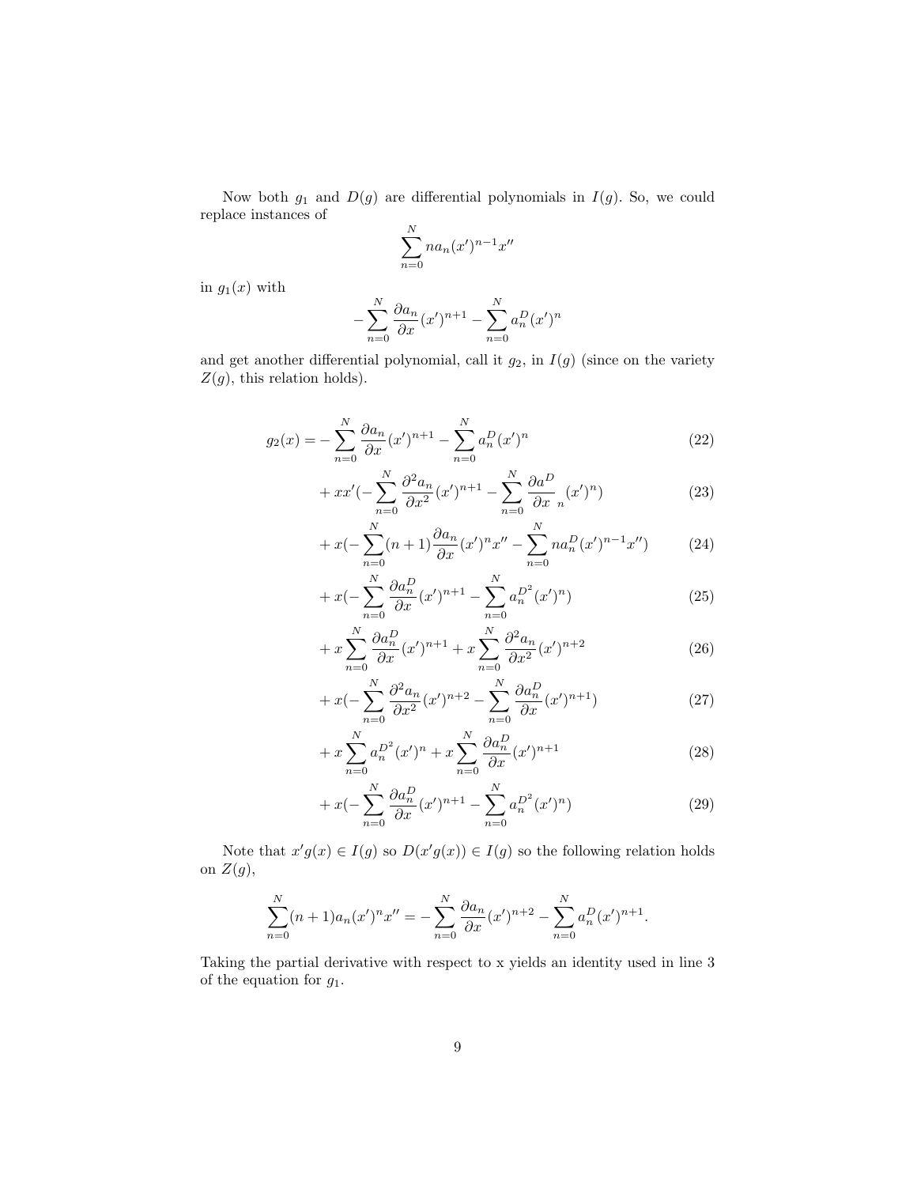Now both $g_1$ and $D(g)$ are differential polynomials in $I(g)$. So, we could replace instances of

$$\sum_{n=0}^{N} na_n(x')^{n-1}x''$$

in $g_1(x)$ with

$$-\sum_{n=0}^{N} \frac{\partial a_n}{\partial x}(x')^{n+1} - \sum_{n=0}^{N} a_n^D(x')^n$$

and get another differential polynomial, call it $g_2$, in $I(g)$ (since on the variety $Z(g)$, this relation holds).

$$\begin{aligned}
g_2(x) = &-\sum_{n=0}^{N} \frac{\partial a_n}{\partial x}(x')^{n+1} - \sum_{n=0}^{N} a_n^D(x')^n && (22)\\
&+ xx'(-\sum_{n=0}^{N} \frac{\partial^2 a_n}{\partial x^2}(x')^{n+1} - \sum_{n=0}^{N} \frac{\partial a^D}{\partial x}{}_n(x')^n) && (23)\\
&+ x(-\sum_{n=0}^{N}(n+1)\frac{\partial a_n}{\partial x}(x')^n x'' - \sum_{n=0}^{N} na_n^D(x')^{n-1}x'') && (24)\\
&+ x(-\sum_{n=0}^{N} \frac{\partial a_n^D}{\partial x}(x')^{n+1} - \sum_{n=0}^{N} a_n^{D^2}(x')^n) && (25)\\
&+ x\sum_{n=0}^{N} \frac{\partial a_n^D}{\partial x}(x')^{n+1} + x\sum_{n=0}^{N} \frac{\partial^2 a_n}{\partial x^2}(x')^{n+2} && (26)\\
&+ x(-\sum_{n=0}^{N} \frac{\partial^2 a_n}{\partial x^2}(x')^{n+2} - \sum_{n=0}^{N} \frac{\partial a_n^D}{\partial x}(x')^{n+1}) && (27)\\
&+ x\sum_{n=0}^{N} a_n^{D^2}(x')^n + x\sum_{n=0}^{N} \frac{\partial a_n^D}{\partial x}(x')^{n+1} && (28)\\
&+ x(-\sum_{n=0}^{N} \frac{\partial a_n^D}{\partial x}(x')^{n+1} - \sum_{n=0}^{N} a_n^{D^2}(x')^n) && (29)
\end{aligned}$$

Note that $x'g(x) \in I(g)$ so $D(x'g(x)) \in I(g)$ so the following relation holds on $Z(g)$,

$$\sum_{n=0}^{N}(n+1)a_n(x')^n x'' = -\sum_{n=0}^{N} \frac{\partial a_n}{\partial x}(x')^{n+2} - \sum_{n=0}^{N} a_n^D(x')^{n+1}.$$

Taking the partial derivative with respect to x yields an identity used in line 3 of the equation for $g_1$.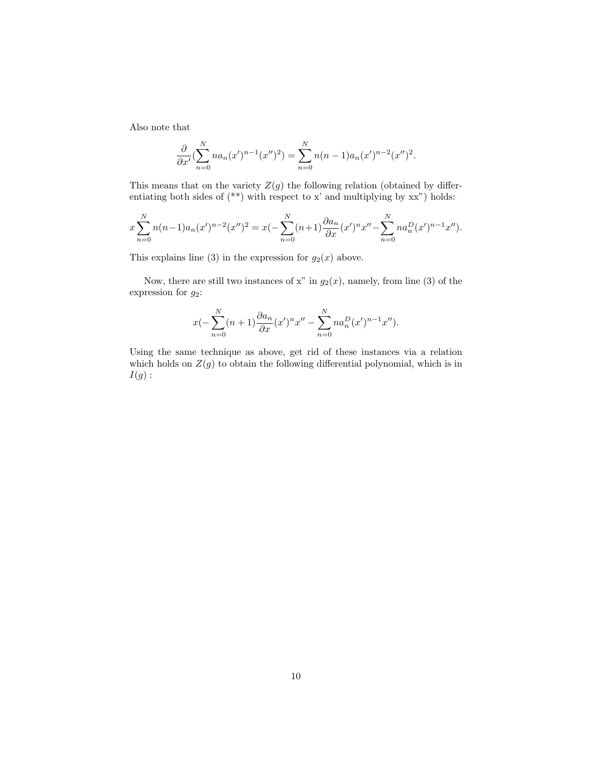Also note that

$$\frac{\partial}{\partial x'}(\sum_{n=0}^{N} na_n(x')^{n-1}(x'')^2) = \sum_{n=0}^{N} n(n-1)a_n(x')^{n-2}(x'')^2.$$

This means that on the variety $Z(g)$ the following relation (obtained by differentiating both sides of (**) with respect to x' and multiplying by xx") holds:

$$x\sum_{n=0}^{N} n(n-1)a_n(x')^{n-2}(x'')^2 = x(-\sum_{n=0}^{N}(n+1)\frac{\partial a_n}{\partial x}(x')^n x'' - \sum_{n=0}^{N} na_n^D(x')^{n-1}x'').$$

This explains line (3) in the expression for $g_2(x)$ above.

Now, there are still two instances of x" in $g_2(x)$, namely, from line (3) of the expression for $g_2$:

$$x(-\sum_{n=0}^{N}(n+1)\frac{\partial a_n}{\partial x}(x')^n x'' - \sum_{n=0}^{N} na_n^D(x')^{n-1}x'').$$

Using the same technique as above, get rid of these instances via a relation which holds on $Z(g)$ to obtain the following differential polynomial, which is in $I(g)$ :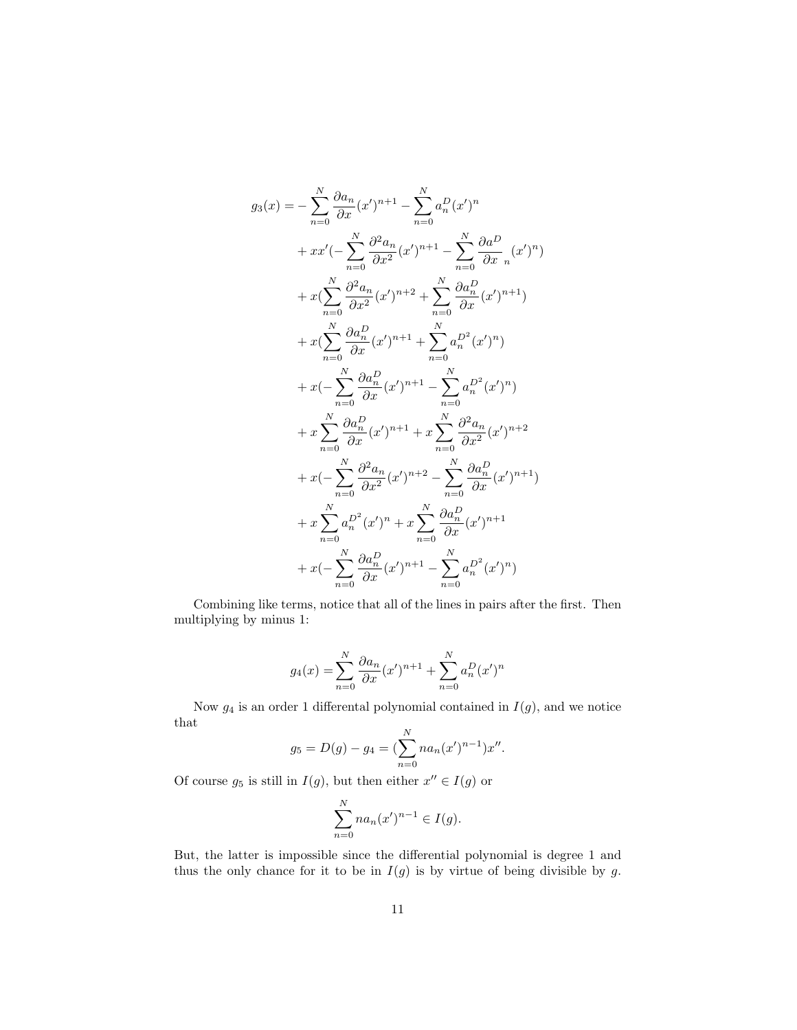$$
\begin{aligned}
g_3(x) = &- \sum_{n=0}^{N} \frac{\partial a_n}{\partial x}(x')^{n+1} - \sum_{n=0}^{N} a_n^D (x')^n \\
&+ xx'(-\sum_{n=0}^{N} \frac{\partial^2 a_n}{\partial x^2}(x')^{n+1} - \sum_{n=0}^{N} \frac{\partial a^D}{\partial x}_n (x')^n) \\
&+ x(\sum_{n=0}^{N} \frac{\partial^2 a_n}{\partial x^2}(x')^{n+2} + \sum_{n=0}^{N} \frac{\partial a_n^D}{\partial x}(x')^{n+1}) \\
&+ x(\sum_{n=0}^{N} \frac{\partial a_n^D}{\partial x}(x')^{n+1} + \sum_{n=0}^{N} a_n^{D^2}(x')^n) \\
&+ x(-\sum_{n=0}^{N} \frac{\partial a_n^D}{\partial x}(x')^{n+1} - \sum_{n=0}^{N} a_n^{D^2}(x')^n) \\
&+ x\sum_{n=0}^{N} \frac{\partial a_n^D}{\partial x}(x')^{n+1} + x\sum_{n=0}^{N} \frac{\partial^2 a_n}{\partial x^2}(x')^{n+2} \\
&+ x(-\sum_{n=0}^{N} \frac{\partial^2 a_n}{\partial x^2}(x')^{n+2} - \sum_{n=0}^{N} \frac{\partial a_n^D}{\partial x}(x')^{n+1}) \\
&+ x\sum_{n=0}^{N} a_n^{D^2}(x')^n + x\sum_{n=0}^{N} \frac{\partial a_n^D}{\partial x}(x')^{n+1} \\
&+ x(-\sum_{n=0}^{N} \frac{\partial a_n^D}{\partial x}(x')^{n+1} - \sum_{n=0}^{N} a_n^{D^2}(x')^n)
\end{aligned}
$$

Combining like terms, notice that all of the lines in pairs after the first. Then multiplying by minus 1:

$$
g_4(x) = \sum_{n=0}^{N} \frac{\partial a_n}{\partial x}(x')^{n+1} + \sum_{n=0}^{N} a_n^D (x')^n
$$

Now $g_4$ is an order 1 differental polynomial contained in $I(g)$, and we notice that

$$
g_5 = D(g) - g_4 = (\sum_{n=0}^{N} n a_n (x')^{n-1})x''.
$$

Of course $g_5$ is still in $I(g)$, but then either $x'' \in I(g)$ or

$$
\sum_{n=0}^{N} n a_n (x')^{n-1} \in I(g).
$$

But, the latter is impossible since the differential polynomial is degree 1 and thus the only chance for it to be in $I(g)$ is by virtue of being divisible by $g$.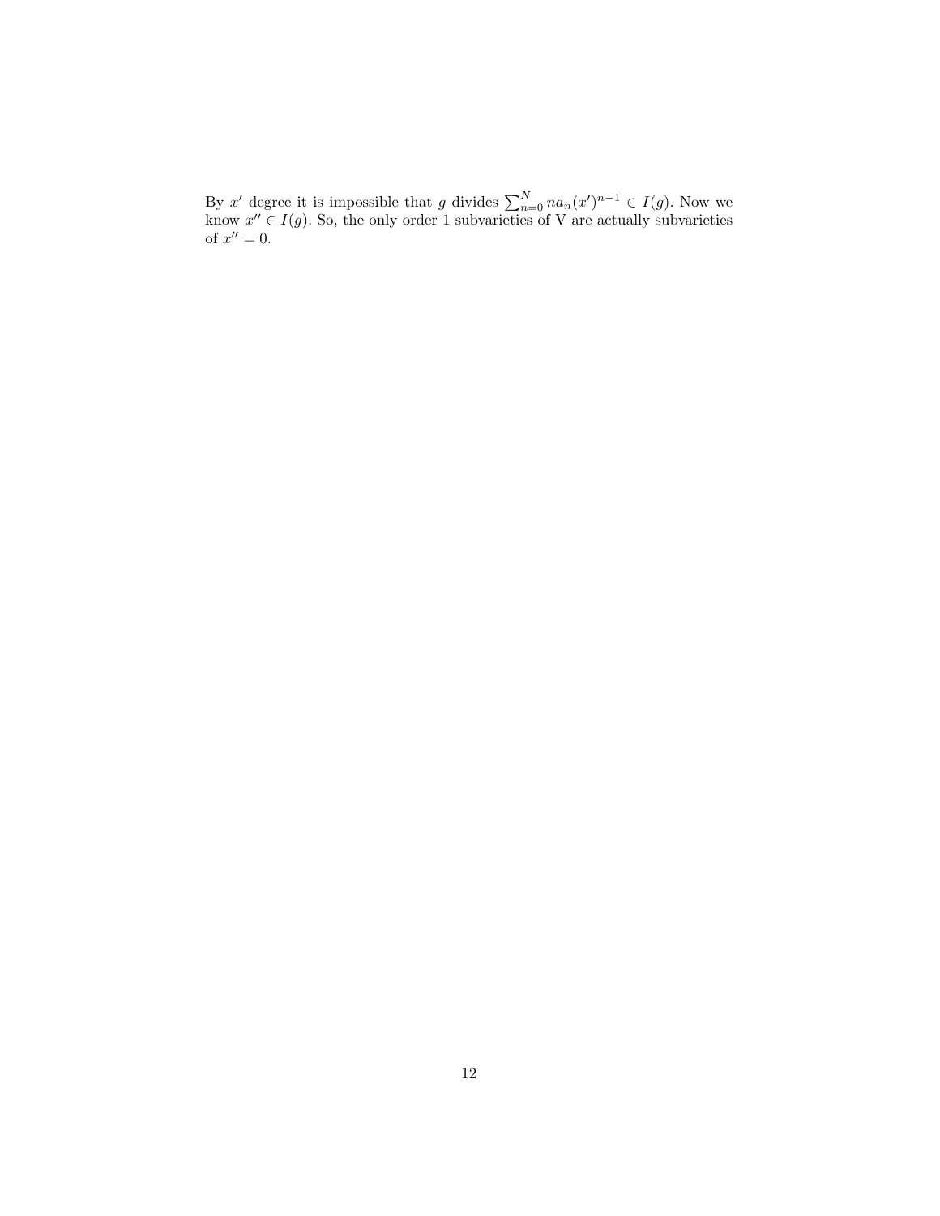By $x'$ degree it is impossible that $g$ divides $\sum_{n=0}^{N} na_n(x')^{n-1} \in I(g)$. Now we know $x'' \in I(g)$. So, the only order 1 subvarieties of V are actually subvarieties of $x'' = 0$.